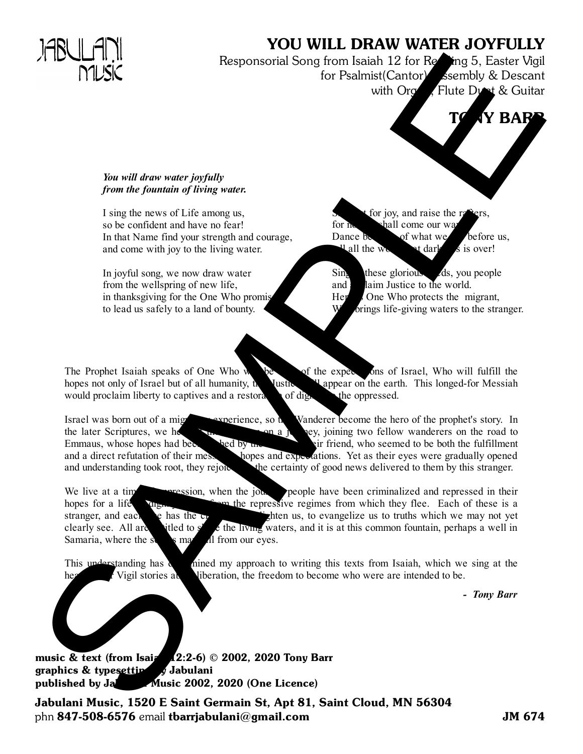JABULANI MUSIC

# YOU WILL DRAW WATER JOYFULLY

Responsorial Song from Isaiah 12 for Reading 5, Easter Vigil
for Psalmist(Cantor), Assembly & Descant
with Organ, Flute Duet & Guitar

## TONY BARR

***You will draw water joyfully***
***from the fountain of living water.***

I sing the news of Life among us,
so be confident and have no fear!
In that Name find your strength and courage,
and come with joy to the living water.

In joyful song, we now draw water
from the wellspring of new life,
in thanksgiving for the One Who promis
to lead us safely to a land of bounty.

S t for joy, and raise the rafters,
for n shall come our wa
Dance be of what we before us,
ll all the we at dark s is over!

Sing these glorious ds, you people
and laim Justice to the world.
Her s One Who protects the migrant,
W brings life-giving waters to the stranger.

The Prophet Isaiah speaks of One Who w be of the expec ons of Israel, Who will fulfill the hopes not only of Israel but of all humanity, t Justic ll appear on the earth. This longed-for Messiah would proclaim liberty to captives and a restora of dig the oppressed.

Israel was born out of a mig experience, so t Wanderer become the hero of the prophet's story. In the later Scriptures, we he on a j ney, joining two fellow wanderers on the road to Emmaus, whose hopes had bee hed by the ir friend, who seemed to be both the fulfillment and a direct refutation of their mess hopes and expectations. Yet as their eyes were gradually opened and understanding took root, they rejoi the certainty of good news delivered to them by this stranger.

We live at a tim pression, when the jou people have been criminalized and repressed in their hopes for a life dig m the repressive regimes from which they flee. Each of these is a stranger, and eac e has the c ghten us, to evangelize us to truths which we may not yet clearly see. All are titled to s e the living waters, and it is at this common fountain, perhaps a well in Samaria, where the s s ma ll from our eyes.

This understanding has mined my approach to writing this texts from Isaiah, which we sing at the he Vigil stories a liberation, the freedom to become who were are intended to be.

*- Tony Barr*

**music & text (from Isai 12:2-6) © 2002, 2020 Tony Barr**
**graphics & typesettin y Jabulani**
**published by Ja Music 2002, 2020 (One Licence)**

**Jabulani Music, 1520 E Saint Germain St, Apt 81, Saint Cloud, MN 56304**
phn **847-508-6576** email **tbarrjabulani@gmail.com**

**JM 674**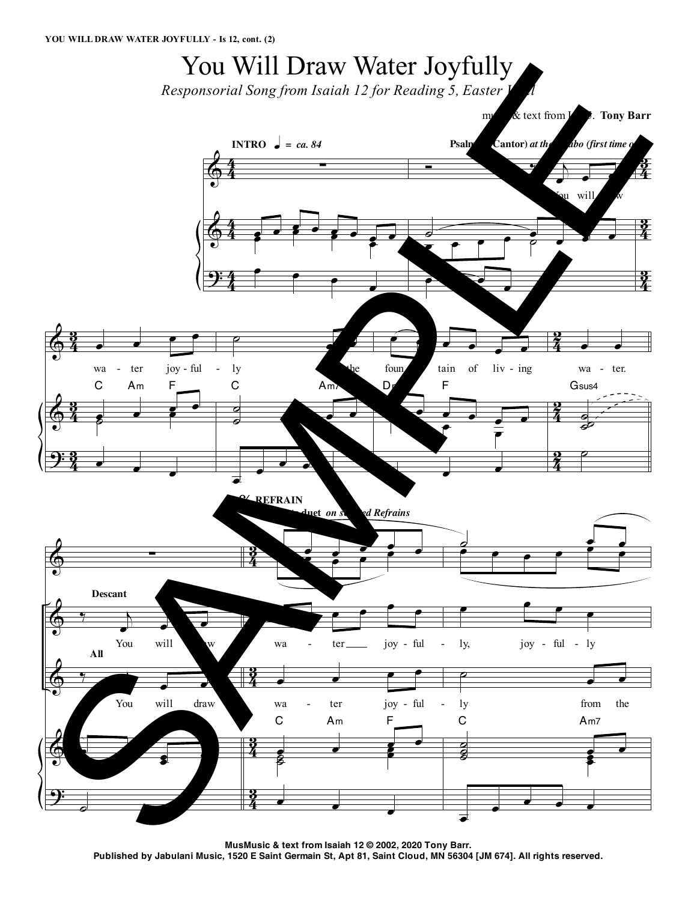# You Will Draw Water Joyfully

*Responsorial Song from Isaiah 12 for Reading 5, Easter Vigil*

music & text from Is 12: **Tony Barr**

**INTRO** ♩ = *ca. 84*

**Psalmist (Cantor)** *at the ambo (first time only)*

You will draw wa - ter joy - ful - ly from the foun - tain of liv - ing wa - ter.

C Am F C Am7 Dm F Gsus4

**REFRAIN**

*Descant duet on selected Refrains*

**Descant**

You will draw wa - ter joy - ful - ly, joy - ful - ly

**All**

You will draw wa - ter joy - ful - ly from the

C Am F C Am7

Music & text from Isaiah 12 © 2002, 2020 Tony Barr.
Published by Jabulani Music, 1520 E Saint Germain St, Apt 81, Saint Cloud, MN 56304 [JM 674]. All rights reserved.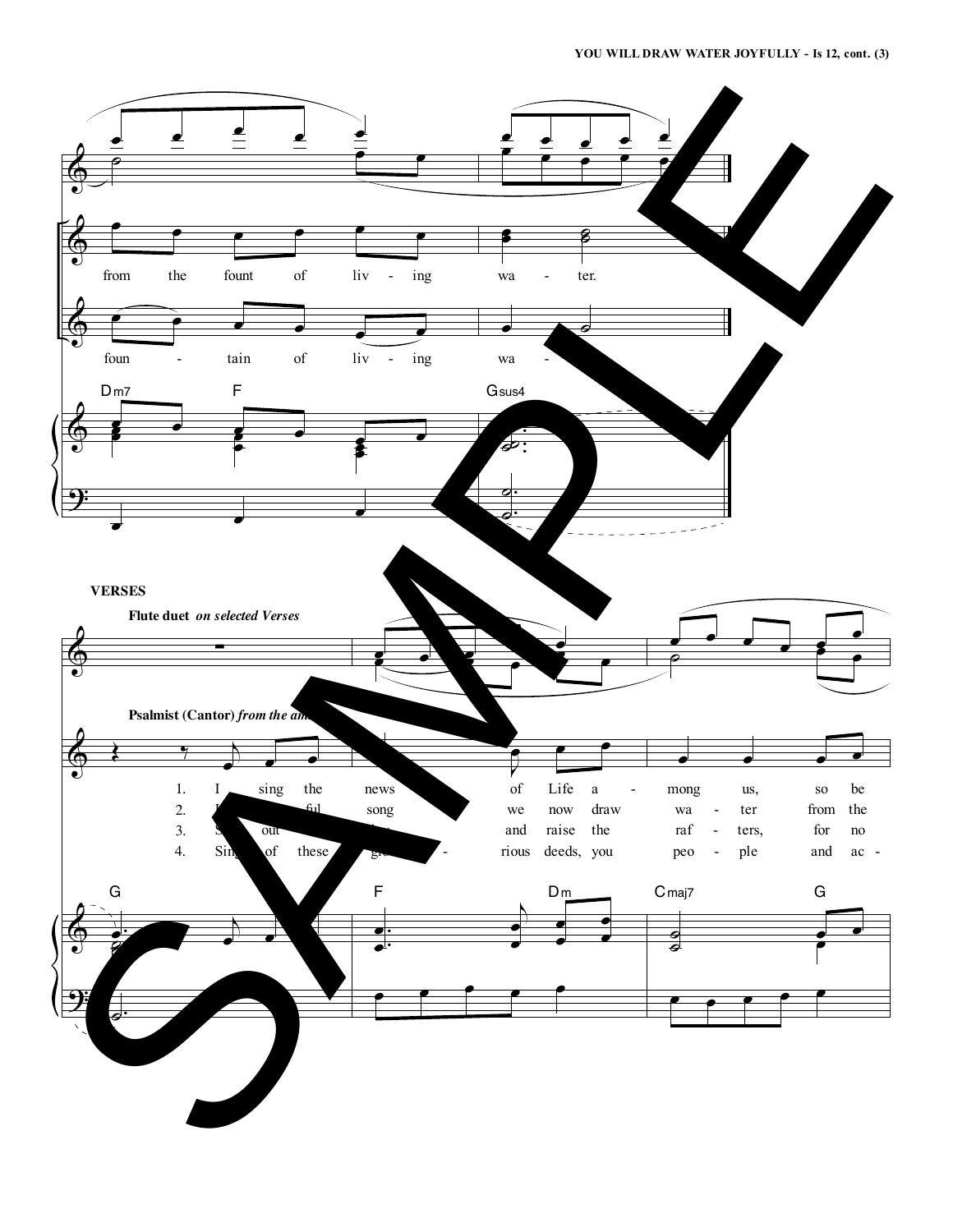from the fount of liv - ing wa - ter.

foun - tain of liv - ing wa -

Dm7 F Gsus4

**VERSES**

**Flute duet** *on selected Verses*

**Psalmist (Cantor)** *from the am*

1. I sing the news of Life a - mong us, so be
2. song we now draw wa - ter from the
3. out and raise the raf - ters, for no
4. Sing of these glo - rious deeds, you peo - ple and ac -

G F Dm Cmaj7 G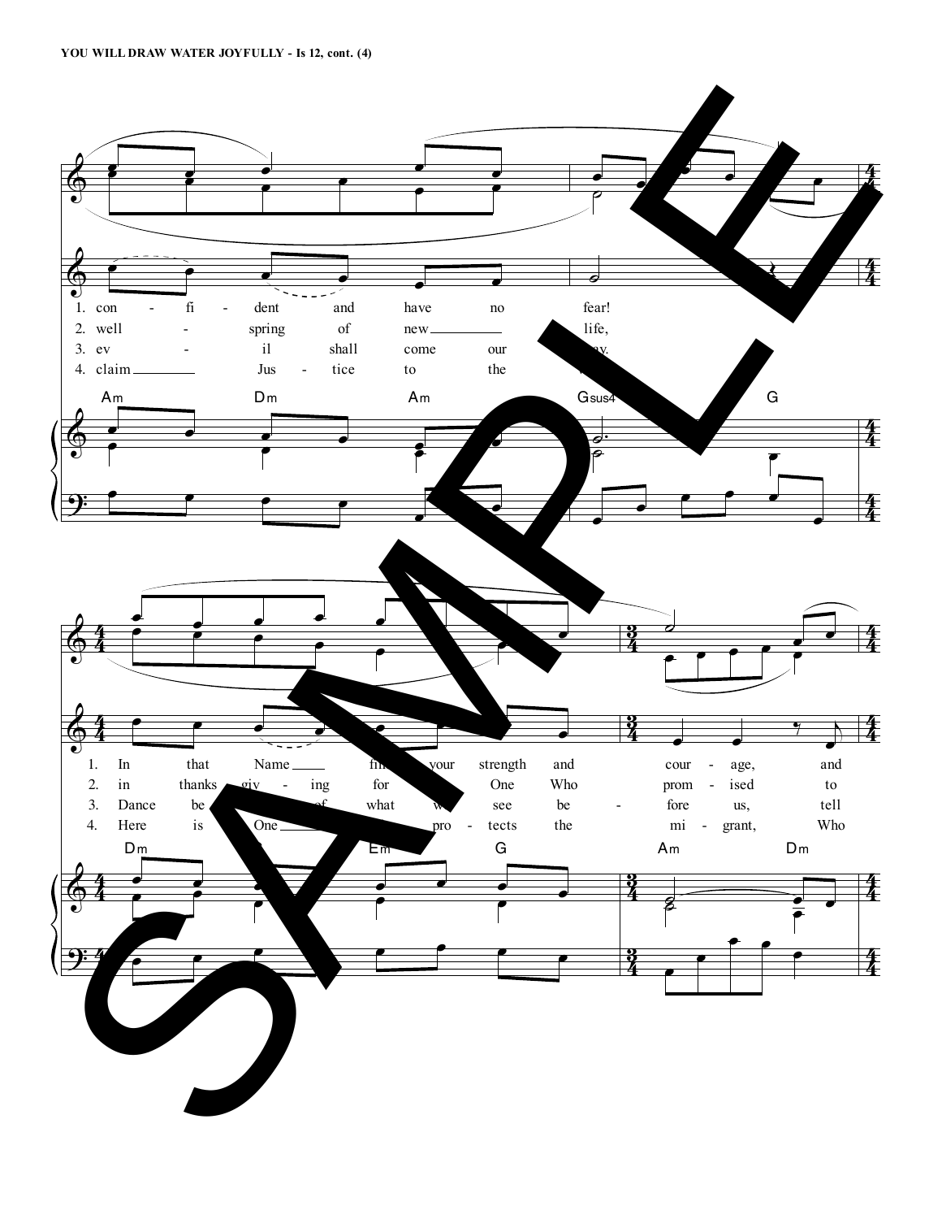Am Dm Am Gsus4 G

1. con - fi - dent and have no fear!
2. well - spring of new life,
3. ev - il shall come our way.
4. claim Jus - tice to the

Dm Em G Am Dm

1. In that Name find your strength and cour - age, and
2. in thanks - giv - ing for the One Who prom - ised to
3. Dance be of what we see be - fore us, tell
4. Here is One pro - tects the mi - grant, Who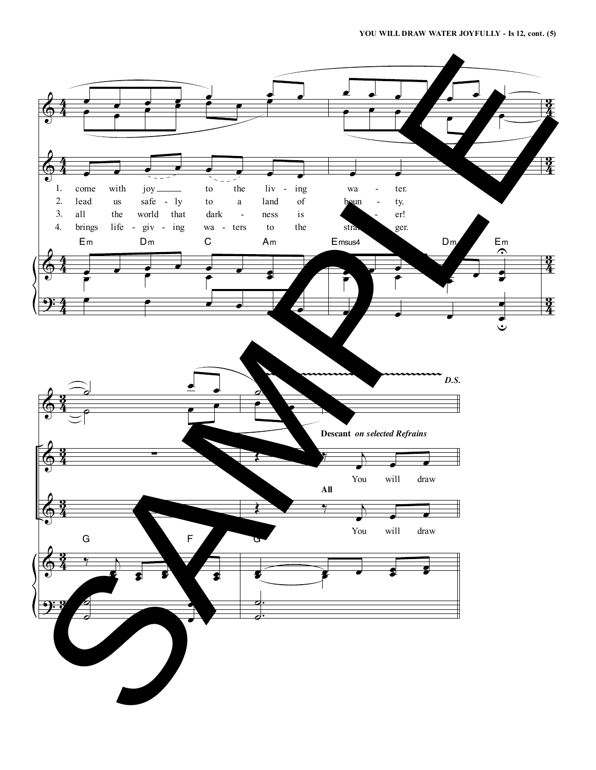1. come with joy to the liv - ing wa - ter.
2. lead us safe - ly to a land of boun - ty.
3. all the world that dark - ness is - er!
4. brings life - giv - ing wa - ters to the stran - ger.

Em Dm C Am Emsus4 Dm Em

*D.S.*

**Descant** *on selected Refrains*

You will draw

**All**

You will draw

G F G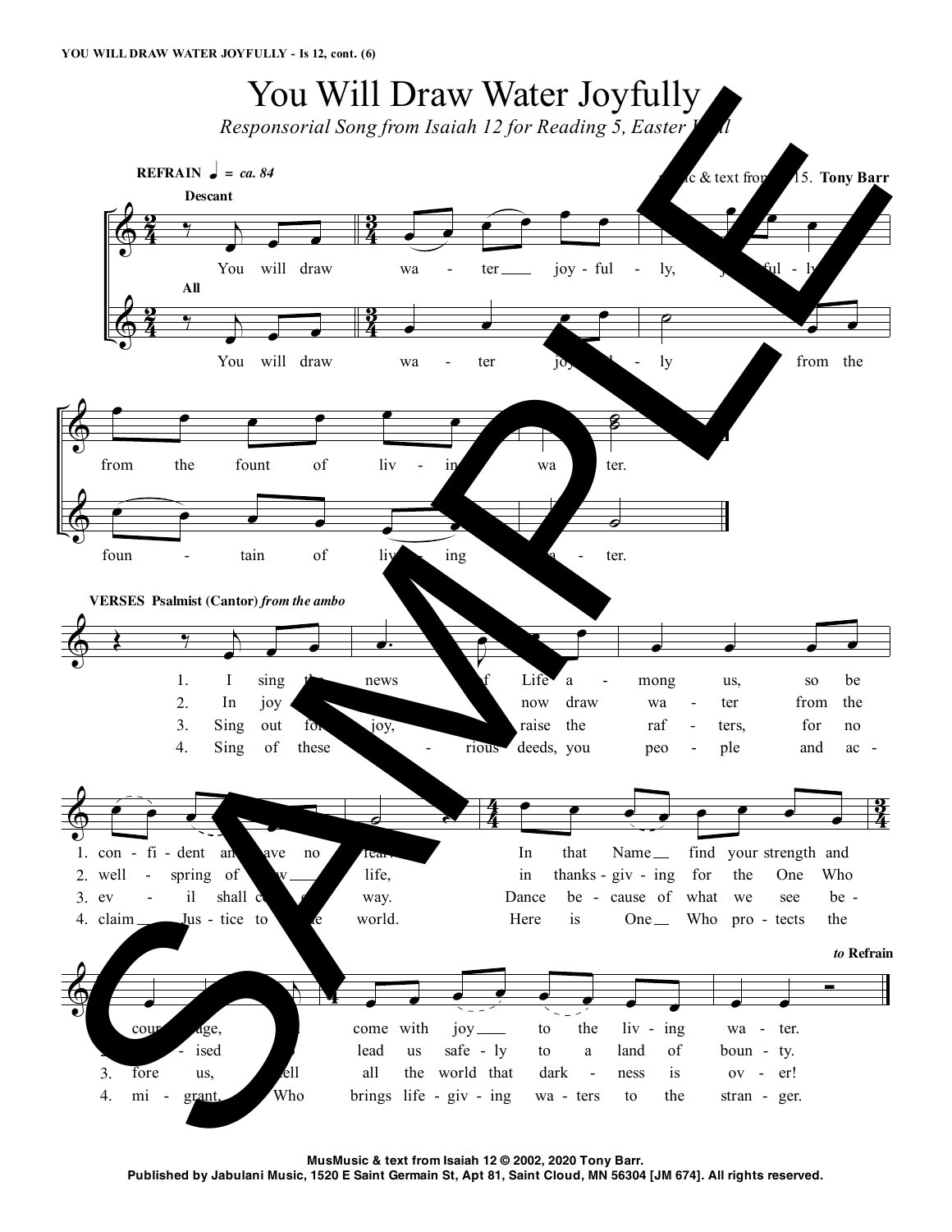# You Will Draw Water Joyfully

*Responsorial Song from Isaiah 12 for Reading 5, Easter Vigil*

**REFRAIN** ♩ = *ca. 84*

Music & text from Is 15. **Tony Barr**

**Descant**

You will draw wa - ter joy - ful - ly, joy - ful - ly, from the fount of liv - ing wa - ter.

**All**

You will draw wa - ter joy - ful - ly from the foun - tain of liv - ing wa - ter.

**VERSES** **Psalmist (Cantor)** *from the ambo*

1. I sing the news of Life a - mong us, so be con - fi - dent and have no fear. In that Name find your strength and cour - age, all come with joy to the liv - ing wa - ter.
2. In joy now draw wa - ter from the well - spring of new life, in thanks - giv - ing for the One Who prom - ised to lead us safe - ly to a land of boun - ty.
3. Sing out for joy, raise the raf - ters, for no ev - il shall cross our way. Dance be - cause of what we see be - fore us, tell all the world that dark - ness is ov - er!
4. Sing of these glo - rious deeds, you peo - ple and ac - claim Jus - tice to the world. Here is One Who pro - tects the mi - grant, Who brings life - giv - ing wa - ters to the stran - ger.

*to* **Refrain**

SAMPLE

MusMusic & text from Isaiah 12 © 2002, 2020 Tony Barr.
Published by Jabulani Music, 1520 E Saint Germain St, Apt 81, Saint Cloud, MN 56304 [JM 674]. All rights reserved.